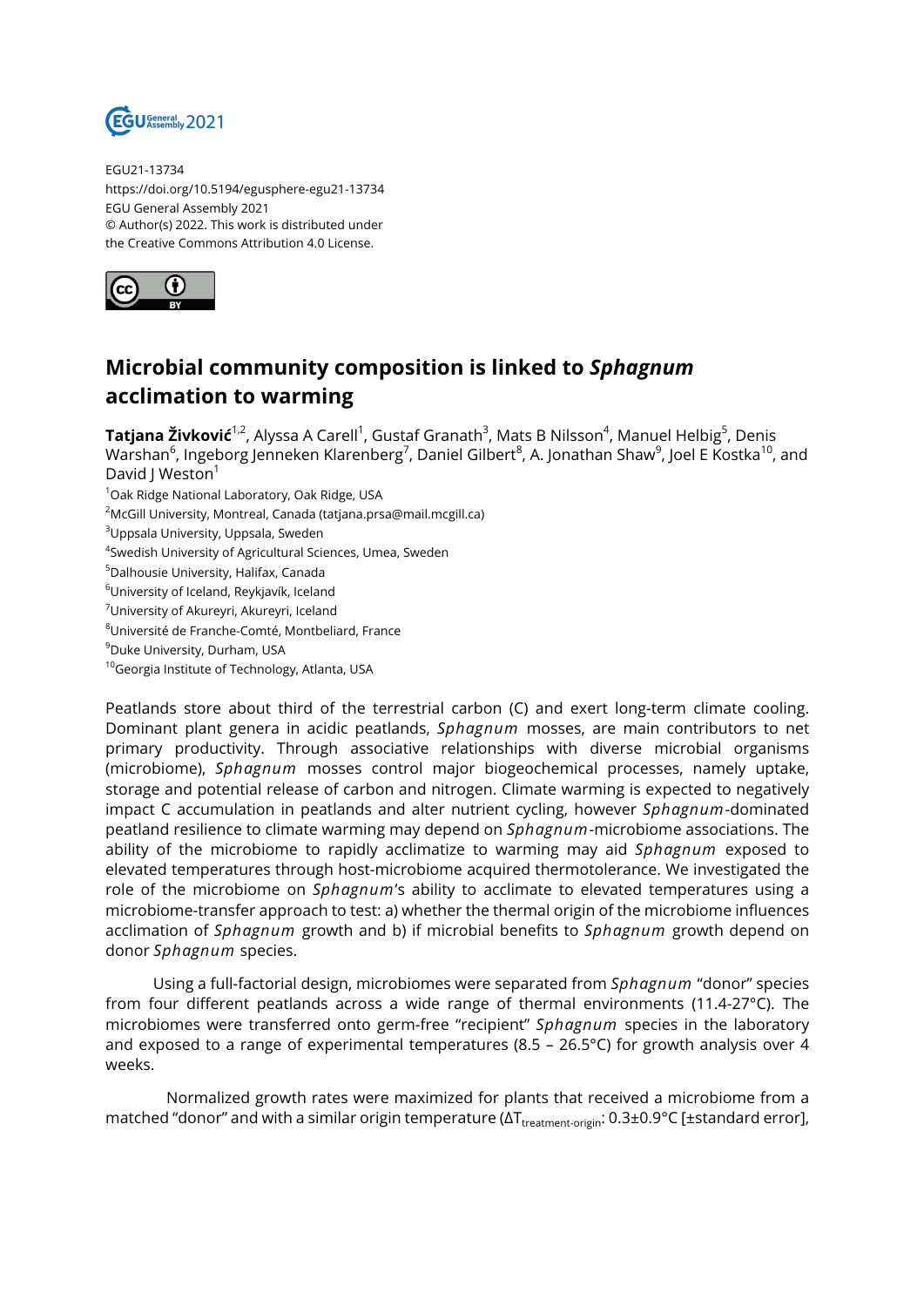EGU21-13734
https://doi.org/10.5194/egusphere-egu21-13734
EGU General Assembly 2021
© Author(s) 2022. This work is distributed under
the Creative Commons Attribution 4.0 License.

# Microbial community composition is linked to *Sphagnum* acclimation to warming

**Tatjana Živković**[1,2], Alyssa A Carell[1], Gustaf Granath[3], Mats B Nilsson[4], Manuel Helbig[5], Denis Warshan[6], Ingeborg Jenneken Klarenberg[7], Daniel Gilbert[8], A. Jonathan Shaw[9], Joel E Kostka[10], and David J Weston[1]

[1]Oak Ridge National Laboratory, Oak Ridge, USA
[2]McGill University, Montreal, Canada (tatjana.prsa@mail.mcgill.ca)
[3]Uppsala University, Uppsala, Sweden
[4]Swedish University of Agricultural Sciences, Umea, Sweden
[5]Dalhousie University, Halifax, Canada
[6]University of Iceland, Reykjavík, Iceland
[7]University of Akureyri, Akureyri, Iceland
[8]Université de Franche-Comté, Montbeliard, France
[9]Duke University, Durham, USA
[10]Georgia Institute of Technology, Atlanta, USA

Peatlands store about third of the terrestrial carbon (C) and exert long-term climate cooling. Dominant plant genera in acidic peatlands, *Sphagnum* mosses, are main contributors to net primary productivity. Through associative relationships with diverse microbial organisms (microbiome), *Sphagnum* mosses control major biogeochemical processes, namely uptake, storage and potential release of carbon and nitrogen. Climate warming is expected to negatively impact C accumulation in peatlands and alter nutrient cycling, however *Sphagnum*-dominated peatland resilience to climate warming may depend on *Sphagnum*-microbiome associations. The ability of the microbiome to rapidly acclimatize to warming may aid *Sphagnum* exposed to elevated temperatures through host-microbiome acquired thermotolerance. We investigated the role of the microbiome on *Sphagnum*'s ability to acclimate to elevated temperatures using a microbiome-transfer approach to test: a) whether the thermal origin of the microbiome influences acclimation of *Sphagnum* growth and b) if microbial benefits to *Sphagnum* growth depend on donor *Sphagnum* species.

Using a full-factorial design, microbiomes were separated from *Sphagnum* "donor" species from four different peatlands across a wide range of thermal environments (11.4-27°C). The microbiomes were transferred onto germ-free "recipient" *Sphagnum* species in the laboratory and exposed to a range of experimental temperatures (8.5 – 26.5°C) for growth analysis over 4 weeks.

Normalized growth rates were maximized for plants that received a microbiome from a matched "donor" and with a similar origin temperature ($\Delta T_{treatment\text{-}origin}$: 0.3±0.9°C [±standard error],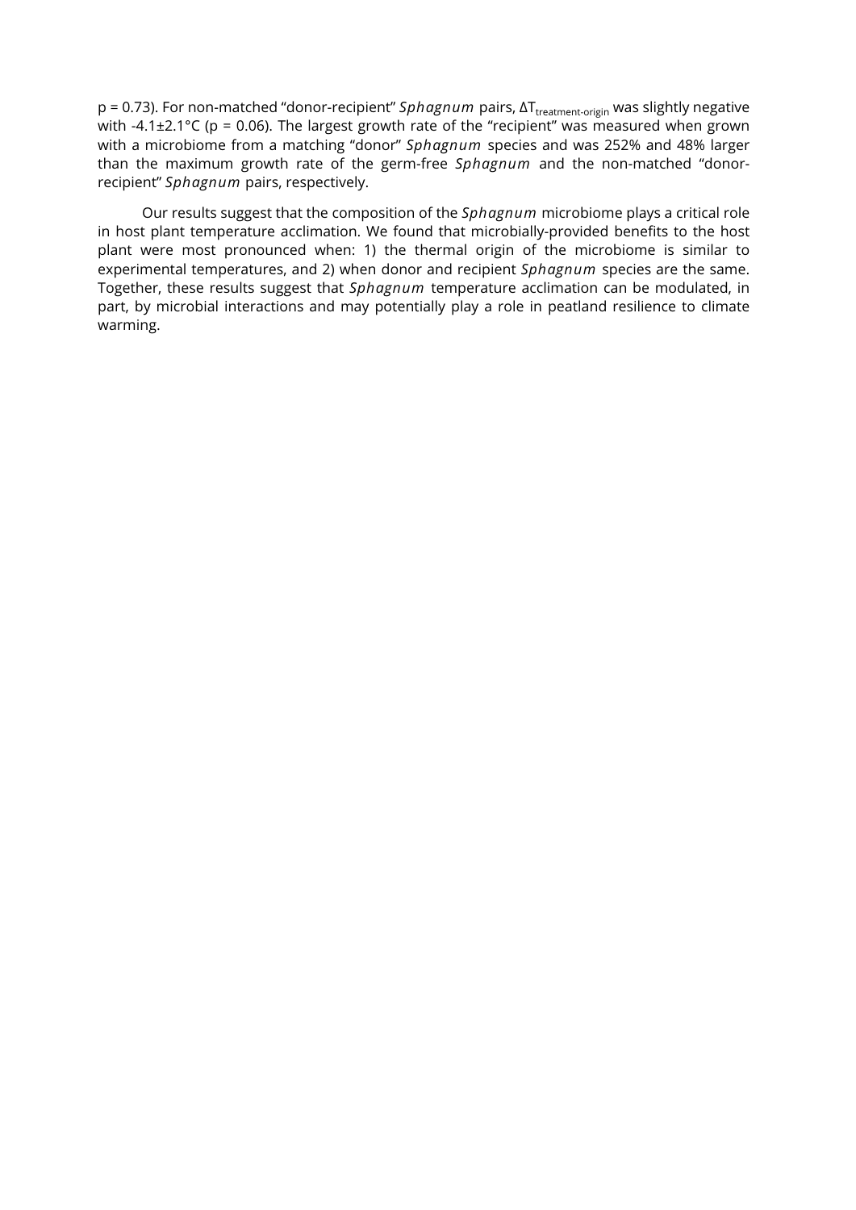$p = 0.73$). For non-matched "donor-recipient" *Sphagnum* pairs, $\Delta T_{treatment\text{-}origin}$ was slightly negative with $-4.1 \pm 2.1$°C ($p = 0.06$). The largest growth rate of the "recipient" was measured when grown with a microbiome from a matching "donor" *Sphagnum* species and was 252% and 48% larger than the maximum growth rate of the germ-free *Sphagnum* and the non-matched "donor-recipient" *Sphagnum* pairs, respectively.

Our results suggest that the composition of the *Sphagnum* microbiome plays a critical role in host plant temperature acclimation. We found that microbially-provided benefits to the host plant were most pronounced when: 1) the thermal origin of the microbiome is similar to experimental temperatures, and 2) when donor and recipient *Sphagnum* species are the same. Together, these results suggest that *Sphagnum* temperature acclimation can be modulated, in part, by microbial interactions and may potentially play a role in peatland resilience to climate warming.